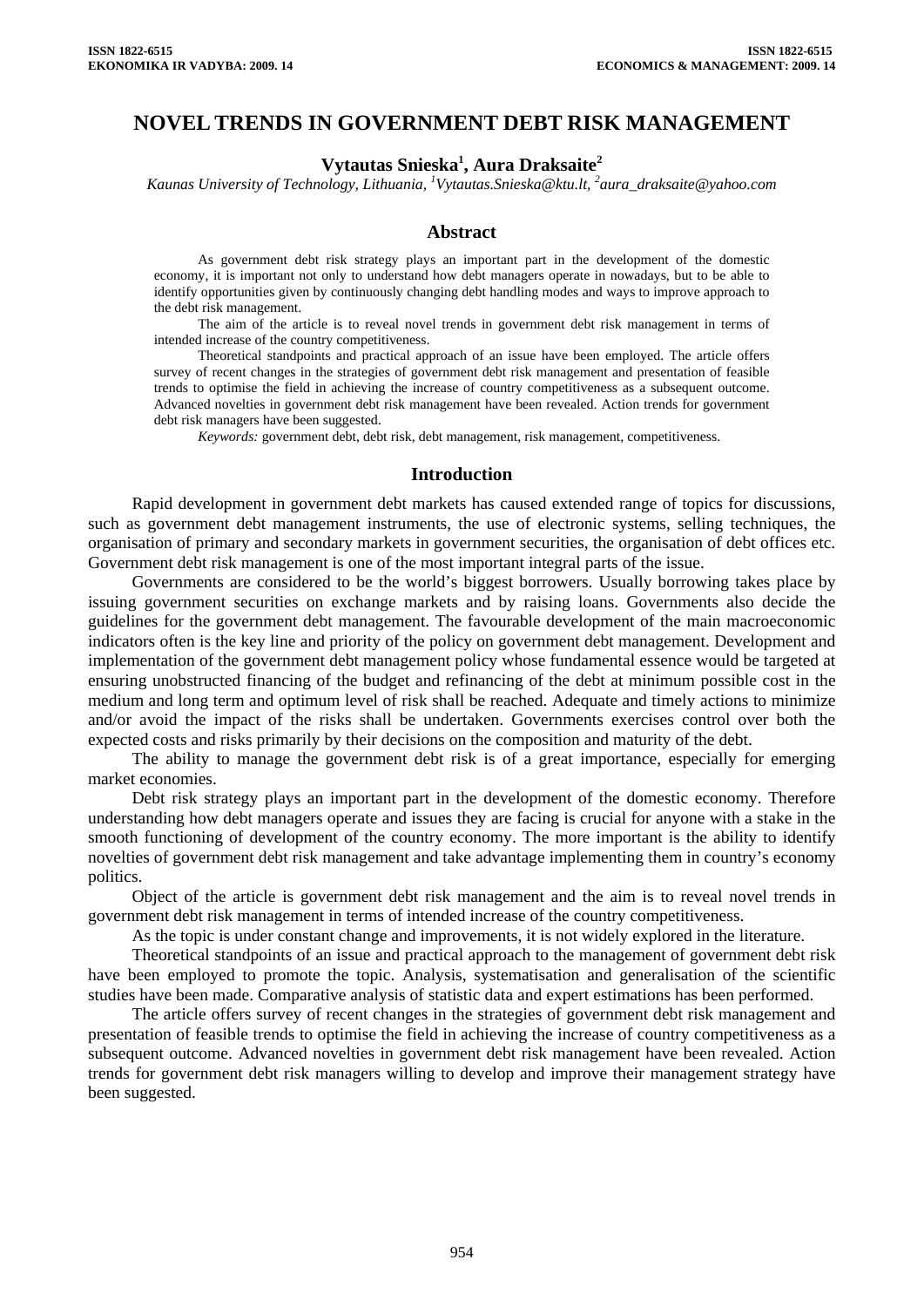# NOVEL TRENDS IN GOVERNMENT DEBT RISK MANAGEMENT

**Vytautas Snieska[1], Aura Draksaite[2]**

*Kaunas University of Technology, Lithuania, [1]Vytautas.Snieska@ktu.lt, [2]aura_draksaite@yahoo.com*

## Abstract

As government debt risk strategy plays an important part in the development of the domestic economy, it is important not only to understand how debt managers operate in nowadays, but to be able to identify opportunities given by continuously changing debt handling modes and ways to improve approach to the debt risk management.

The aim of the article is to reveal novel trends in government debt risk management in terms of intended increase of the country competitiveness.

Theoretical standpoints and practical approach of an issue have been employed. The article offers survey of recent changes in the strategies of government debt risk management and presentation of feasible trends to optimise the field in achieving the increase of country competitiveness as a subsequent outcome. Advanced novelties in government debt risk management have been revealed. Action trends for government debt risk managers have been suggested.

*Keywords:* government debt, debt risk, debt management, risk management, competitiveness.

## Introduction

Rapid development in government debt markets has caused extended range of topics for discussions, such as government debt management instruments, the use of electronic systems, selling techniques, the organisation of primary and secondary markets in government securities, the organisation of debt offices etc. Government debt risk management is one of the most important integral parts of the issue.

Governments are considered to be the world's biggest borrowers. Usually borrowing takes place by issuing government securities on exchange markets and by raising loans. Governments also decide the guidelines for the government debt management. The favourable development of the main macroeconomic indicators often is the key line and priority of the policy on government debt management. Development and implementation of the government debt management policy whose fundamental essence would be targeted at ensuring unobstructed financing of the budget and refinancing of the debt at minimum possible cost in the medium and long term and optimum level of risk shall be reached. Adequate and timely actions to minimize and/or avoid the impact of the risks shall be undertaken. Governments exercises control over both the expected costs and risks primarily by their decisions on the composition and maturity of the debt.

The ability to manage the government debt risk is of a great importance, especially for emerging market economies.

Debt risk strategy plays an important part in the development of the domestic economy. Therefore understanding how debt managers operate and issues they are facing is crucial for anyone with a stake in the smooth functioning of development of the country economy. The more important is the ability to identify novelties of government debt risk management and take advantage implementing them in country's economy politics.

Object of the article is government debt risk management and the aim is to reveal novel trends in government debt risk management in terms of intended increase of the country competitiveness.

As the topic is under constant change and improvements, it is not widely explored in the literature.

Theoretical standpoints of an issue and practical approach to the management of government debt risk have been employed to promote the topic. Analysis, systematisation and generalisation of the scientific studies have been made. Comparative analysis of statistic data and expert estimations has been performed.

The article offers survey of recent changes in the strategies of government debt risk management and presentation of feasible trends to optimise the field in achieving the increase of country competitiveness as a subsequent outcome. Advanced novelties in government debt risk management have been revealed. Action trends for government debt risk managers willing to develop and improve their management strategy have been suggested.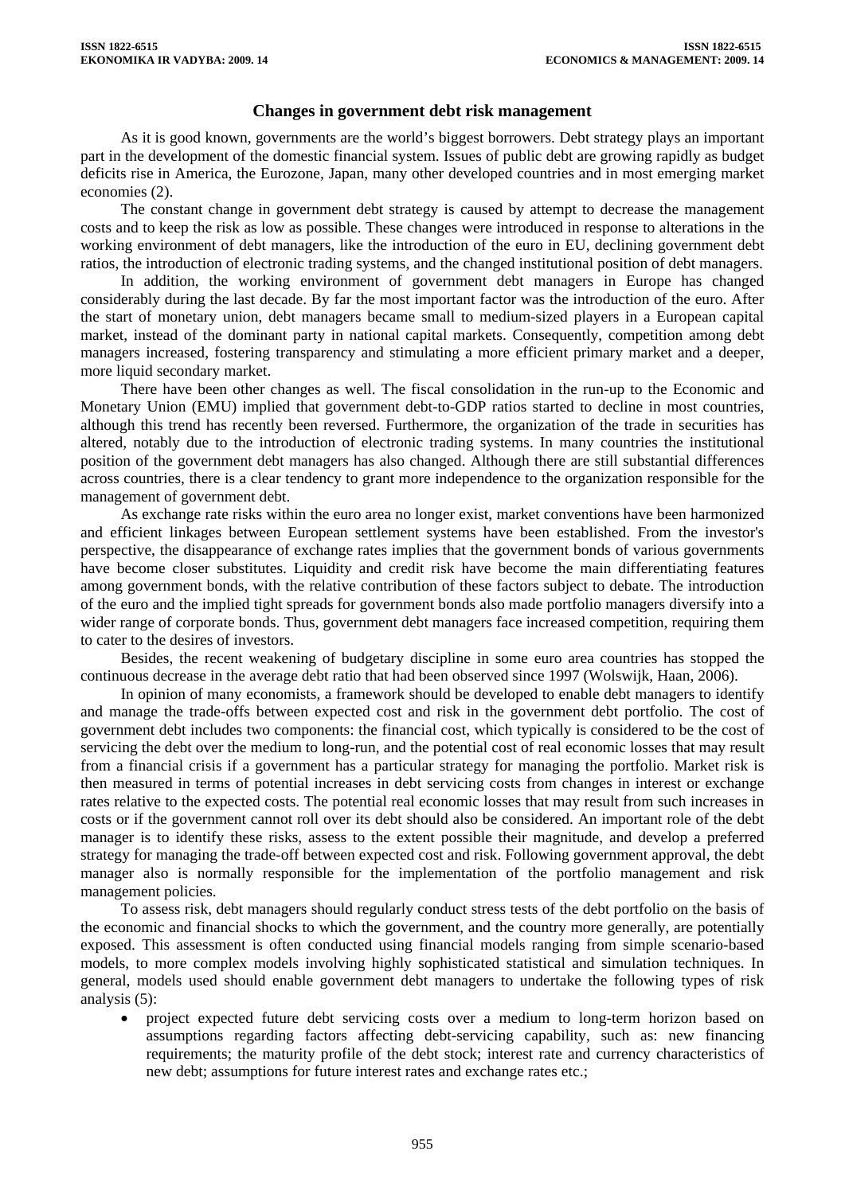## Changes in government debt risk management

As it is good known, governments are the world's biggest borrowers. Debt strategy plays an important part in the development of the domestic financial system. Issues of public debt are growing rapidly as budget deficits rise in America, the Eurozone, Japan, many other developed countries and in most emerging market economies (2).

The constant change in government debt strategy is caused by attempt to decrease the management costs and to keep the risk as low as possible. These changes were introduced in response to alterations in the working environment of debt managers, like the introduction of the euro in EU, declining government debt ratios, the introduction of electronic trading systems, and the changed institutional position of debt managers.

In addition, the working environment of government debt managers in Europe has changed considerably during the last decade. By far the most important factor was the introduction of the euro. After the start of monetary union, debt managers became small to medium-sized players in a European capital market, instead of the dominant party in national capital markets. Consequently, competition among debt managers increased, fostering transparency and stimulating a more efficient primary market and a deeper, more liquid secondary market.

There have been other changes as well. The fiscal consolidation in the run-up to the Economic and Monetary Union (EMU) implied that government debt-to-GDP ratios started to decline in most countries, although this trend has recently been reversed. Furthermore, the organization of the trade in securities has altered, notably due to the introduction of electronic trading systems. In many countries the institutional position of the government debt managers has also changed. Although there are still substantial differences across countries, there is a clear tendency to grant more independence to the organization responsible for the management of government debt.

As exchange rate risks within the euro area no longer exist, market conventions have been harmonized and efficient linkages between European settlement systems have been established. From the investor's perspective, the disappearance of exchange rates implies that the government bonds of various governments have become closer substitutes. Liquidity and credit risk have become the main differentiating features among government bonds, with the relative contribution of these factors subject to debate. The introduction of the euro and the implied tight spreads for government bonds also made portfolio managers diversify into a wider range of corporate bonds. Thus, government debt managers face increased competition, requiring them to cater to the desires of investors.

Besides, the recent weakening of budgetary discipline in some euro area countries has stopped the continuous decrease in the average debt ratio that had been observed since 1997 (Wolswijk, Haan, 2006).

In opinion of many economists, a framework should be developed to enable debt managers to identify and manage the trade-offs between expected cost and risk in the government debt portfolio. The cost of government debt includes two components: the financial cost, which typically is considered to be the cost of servicing the debt over the medium to long-run, and the potential cost of real economic losses that may result from a financial crisis if a government has a particular strategy for managing the portfolio. Market risk is then measured in terms of potential increases in debt servicing costs from changes in interest or exchange rates relative to the expected costs. The potential real economic losses that may result from such increases in costs or if the government cannot roll over its debt should also be considered. An important role of the debt manager is to identify these risks, assess to the extent possible their magnitude, and develop a preferred strategy for managing the trade-off between expected cost and risk. Following government approval, the debt manager also is normally responsible for the implementation of the portfolio management and risk management policies.

To assess risk, debt managers should regularly conduct stress tests of the debt portfolio on the basis of the economic and financial shocks to which the government, and the country more generally, are potentially exposed. This assessment is often conducted using financial models ranging from simple scenario-based models, to more complex models involving highly sophisticated statistical and simulation techniques. In general, models used should enable government debt managers to undertake the following types of risk analysis (5):

- project expected future debt servicing costs over a medium to long-term horizon based on assumptions regarding factors affecting debt-servicing capability, such as: new financing requirements; the maturity profile of the debt stock; interest rate and currency characteristics of new debt; assumptions for future interest rates and exchange rates etc.;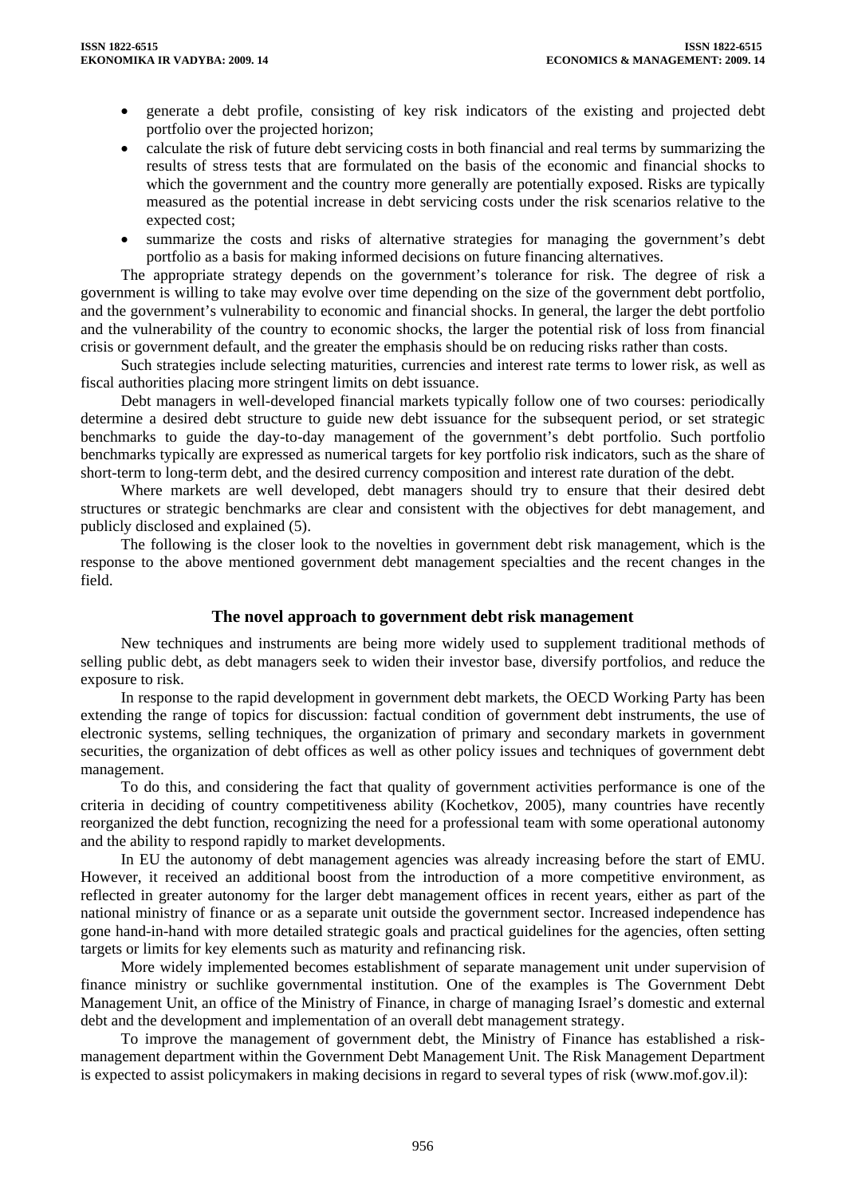- generate a debt profile, consisting of key risk indicators of the existing and projected debt portfolio over the projected horizon;
- calculate the risk of future debt servicing costs in both financial and real terms by summarizing the results of stress tests that are formulated on the basis of the economic and financial shocks to which the government and the country more generally are potentially exposed. Risks are typically measured as the potential increase in debt servicing costs under the risk scenarios relative to the expected cost;
- summarize the costs and risks of alternative strategies for managing the government's debt portfolio as a basis for making informed decisions on future financing alternatives.

The appropriate strategy depends on the government's tolerance for risk. The degree of risk a government is willing to take may evolve over time depending on the size of the government debt portfolio, and the government's vulnerability to economic and financial shocks. In general, the larger the debt portfolio and the vulnerability of the country to economic shocks, the larger the potential risk of loss from financial crisis or government default, and the greater the emphasis should be on reducing risks rather than costs.

Such strategies include selecting maturities, currencies and interest rate terms to lower risk, as well as fiscal authorities placing more stringent limits on debt issuance.

Debt managers in well-developed financial markets typically follow one of two courses: periodically determine a desired debt structure to guide new debt issuance for the subsequent period, or set strategic benchmarks to guide the day-to-day management of the government's debt portfolio. Such portfolio benchmarks typically are expressed as numerical targets for key portfolio risk indicators, such as the share of short-term to long-term debt, and the desired currency composition and interest rate duration of the debt.

Where markets are well developed, debt managers should try to ensure that their desired debt structures or strategic benchmarks are clear and consistent with the objectives for debt management, and publicly disclosed and explained (5).

The following is the closer look to the novelties in government debt risk management, which is the response to the above mentioned government debt management specialties and the recent changes in the field.

## The novel approach to government debt risk management

New techniques and instruments are being more widely used to supplement traditional methods of selling public debt, as debt managers seek to widen their investor base, diversify portfolios, and reduce the exposure to risk.

In response to the rapid development in government debt markets, the OECD Working Party has been extending the range of topics for discussion: factual condition of government debt instruments, the use of electronic systems, selling techniques, the organization of primary and secondary markets in government securities, the organization of debt offices as well as other policy issues and techniques of government debt management.

To do this, and considering the fact that quality of government activities performance is one of the criteria in deciding of country competitiveness ability (Kochetkov, 2005), many countries have recently reorganized the debt function, recognizing the need for a professional team with some operational autonomy and the ability to respond rapidly to market developments.

In EU the autonomy of debt management agencies was already increasing before the start of EMU. However, it received an additional boost from the introduction of a more competitive environment, as reflected in greater autonomy for the larger debt management offices in recent years, either as part of the national ministry of finance or as a separate unit outside the government sector. Increased independence has gone hand-in-hand with more detailed strategic goals and practical guidelines for the agencies, often setting targets or limits for key elements such as maturity and refinancing risk.

More widely implemented becomes establishment of separate management unit under supervision of finance ministry or suchlike governmental institution. One of the examples is The Government Debt Management Unit, an office of the Ministry of Finance, in charge of managing Israel's domestic and external debt and the development and implementation of an overall debt management strategy.

To improve the management of government debt, the Ministry of Finance has established a risk-management department within the Government Debt Management Unit. The Risk Management Department is expected to assist policymakers in making decisions in regard to several types of risk (www.mof.gov.il):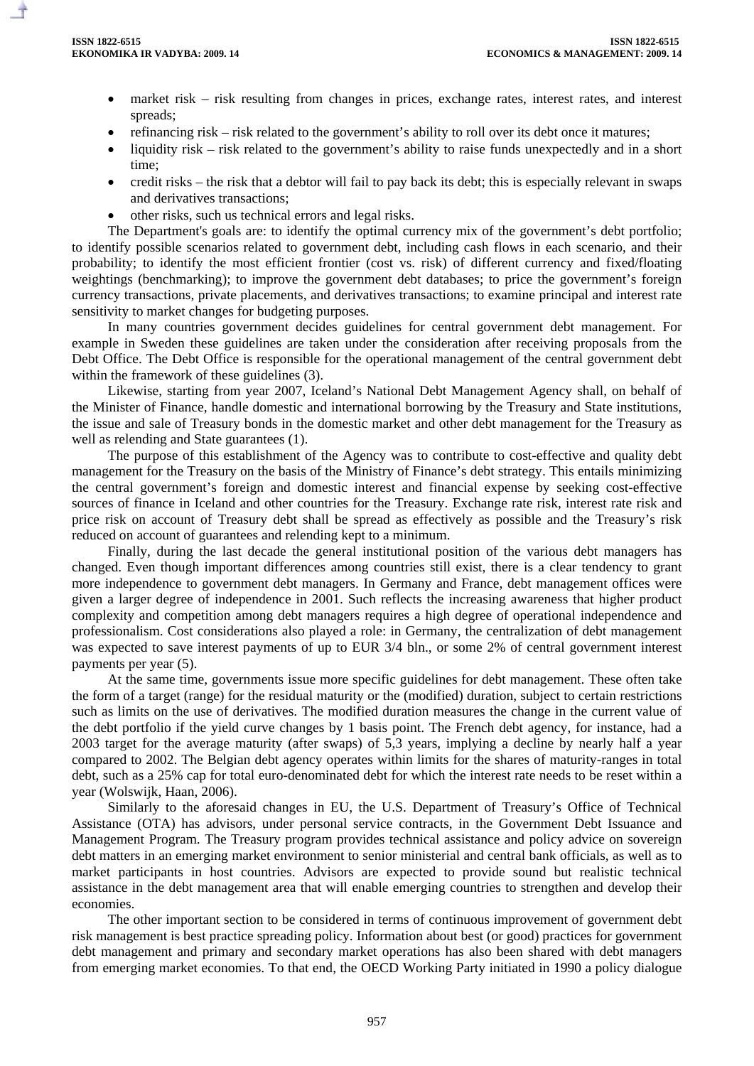- market risk – risk resulting from changes in prices, exchange rates, interest rates, and interest spreads;
- refinancing risk – risk related to the government's ability to roll over its debt once it matures;
- liquidity risk – risk related to the government's ability to raise funds unexpectedly and in a short time;
- credit risks – the risk that a debtor will fail to pay back its debt; this is especially relevant in swaps and derivatives transactions;
- other risks, such us technical errors and legal risks.

The Department's goals are: to identify the optimal currency mix of the government's debt portfolio; to identify possible scenarios related to government debt, including cash flows in each scenario, and their probability; to identify the most efficient frontier (cost vs. risk) of different currency and fixed/floating weightings (benchmarking); to improve the government debt databases; to price the government's foreign currency transactions, private placements, and derivatives transactions; to examine principal and interest rate sensitivity to market changes for budgeting purposes.

In many countries government decides guidelines for central government debt management. For example in Sweden these guidelines are taken under the consideration after receiving proposals from the Debt Office. The Debt Office is responsible for the operational management of the central government debt within the framework of these guidelines (3).

Likewise, starting from year 2007, Iceland's National Debt Management Agency shall, on behalf of the Minister of Finance, handle domestic and international borrowing by the Treasury and State institutions, the issue and sale of Treasury bonds in the domestic market and other debt management for the Treasury as well as relending and State guarantees (1).

The purpose of this establishment of the Agency was to contribute to cost-effective and quality debt management for the Treasury on the basis of the Ministry of Finance's debt strategy. This entails minimizing the central government's foreign and domestic interest and financial expense by seeking cost-effective sources of finance in Iceland and other countries for the Treasury. Exchange rate risk, interest rate risk and price risk on account of Treasury debt shall be spread as effectively as possible and the Treasury's risk reduced on account of guarantees and relending kept to a minimum.

Finally, during the last decade the general institutional position of the various debt managers has changed. Even though important differences among countries still exist, there is a clear tendency to grant more independence to government debt managers. In Germany and France, debt management offices were given a larger degree of independence in 2001. Such reflects the increasing awareness that higher product complexity and competition among debt managers requires a high degree of operational independence and professionalism. Cost considerations also played a role: in Germany, the centralization of debt management was expected to save interest payments of up to EUR 3/4 bln., or some 2% of central government interest payments per year (5).

At the same time, governments issue more specific guidelines for debt management. These often take the form of a target (range) for the residual maturity or the (modified) duration, subject to certain restrictions such as limits on the use of derivatives. The modified duration measures the change in the current value of the debt portfolio if the yield curve changes by 1 basis point. The French debt agency, for instance, had a 2003 target for the average maturity (after swaps) of 5,3 years, implying a decline by nearly half a year compared to 2002. The Belgian debt agency operates within limits for the shares of maturity-ranges in total debt, such as a 25% cap for total euro-denominated debt for which the interest rate needs to be reset within a year (Wolswijk, Haan, 2006).

Similarly to the aforesaid changes in EU, the U.S. Department of Treasury's Office of Technical Assistance (OTA) has advisors, under personal service contracts, in the Government Debt Issuance and Management Program. The Treasury program provides technical assistance and policy advice on sovereign debt matters in an emerging market environment to senior ministerial and central bank officials, as well as to market participants in host countries. Advisors are expected to provide sound but realistic technical assistance in the debt management area that will enable emerging countries to strengthen and develop their economies.

The other important section to be considered in terms of continuous improvement of government debt risk management is best practice spreading policy. Information about best (or good) practices for government debt management and primary and secondary market operations has also been shared with debt managers from emerging market economies. To that end, the OECD Working Party initiated in 1990 a policy dialogue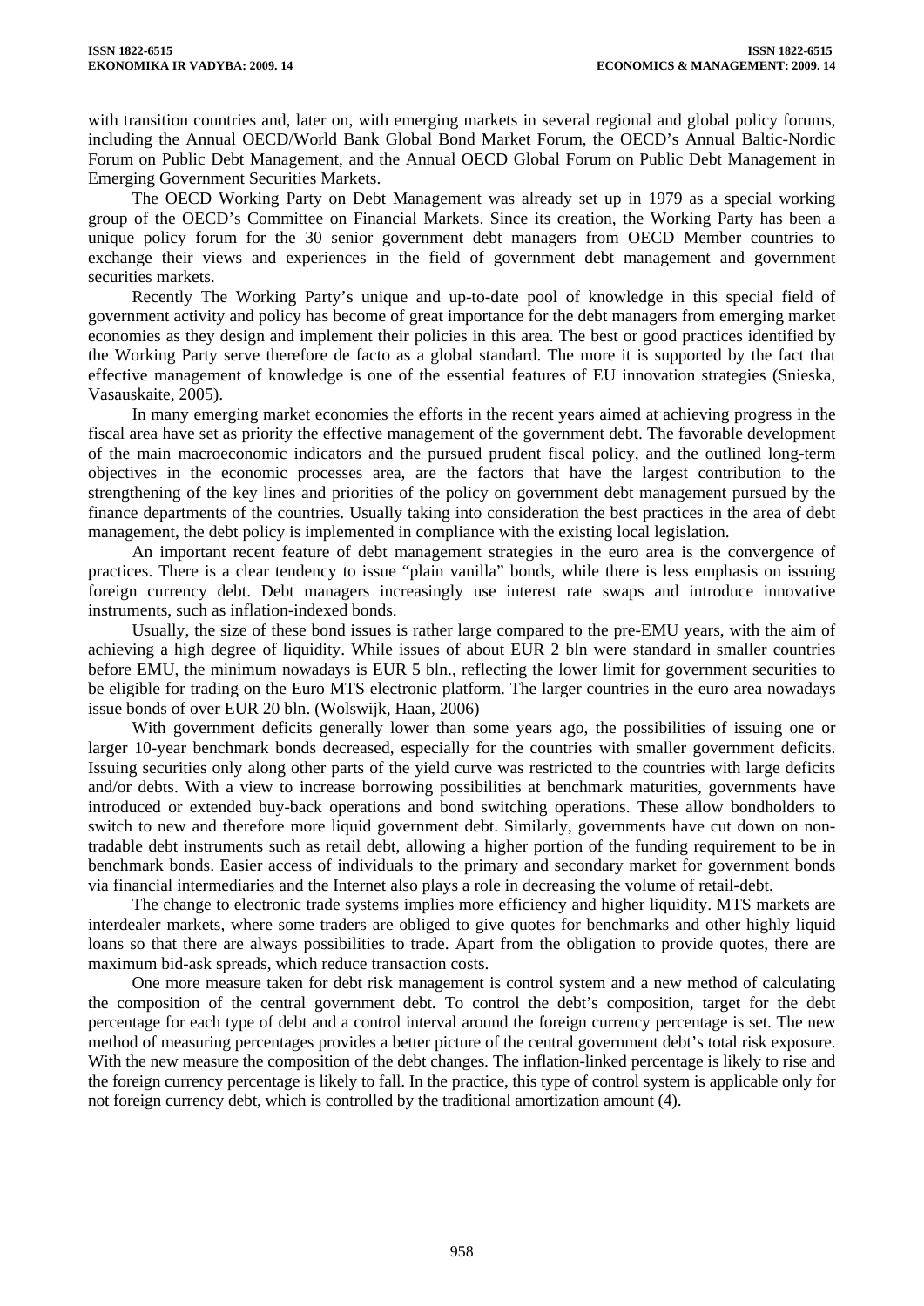with transition countries and, later on, with emerging markets in several regional and global policy forums, including the Annual OECD/World Bank Global Bond Market Forum, the OECD's Annual Baltic-Nordic Forum on Public Debt Management, and the Annual OECD Global Forum on Public Debt Management in Emerging Government Securities Markets.

The OECD Working Party on Debt Management was already set up in 1979 as a special working group of the OECD's Committee on Financial Markets. Since its creation, the Working Party has been a unique policy forum for the 30 senior government debt managers from OECD Member countries to exchange their views and experiences in the field of government debt management and government securities markets.

Recently The Working Party's unique and up-to-date pool of knowledge in this special field of government activity and policy has become of great importance for the debt managers from emerging market economies as they design and implement their policies in this area. The best or good practices identified by the Working Party serve therefore de facto as a global standard. The more it is supported by the fact that effective management of knowledge is one of the essential features of EU innovation strategies (Snieska, Vasauskaite, 2005).

In many emerging market economies the efforts in the recent years aimed at achieving progress in the fiscal area have set as priority the effective management of the government debt. The favorable development of the main macroeconomic indicators and the pursued prudent fiscal policy, and the outlined long-term objectives in the economic processes area, are the factors that have the largest contribution to the strengthening of the key lines and priorities of the policy on government debt management pursued by the finance departments of the countries. Usually taking into consideration the best practices in the area of debt management, the debt policy is implemented in compliance with the existing local legislation.

An important recent feature of debt management strategies in the euro area is the convergence of practices. There is a clear tendency to issue "plain vanilla" bonds, while there is less emphasis on issuing foreign currency debt. Debt managers increasingly use interest rate swaps and introduce innovative instruments, such as inflation-indexed bonds.

Usually, the size of these bond issues is rather large compared to the pre-EMU years, with the aim of achieving a high degree of liquidity. While issues of about EUR 2 bln were standard in smaller countries before EMU, the minimum nowadays is EUR 5 bln., reflecting the lower limit for government securities to be eligible for trading on the Euro MTS electronic platform. The larger countries in the euro area nowadays issue bonds of over EUR 20 bln. (Wolswijk, Haan, 2006)

With government deficits generally lower than some years ago, the possibilities of issuing one or larger 10-year benchmark bonds decreased, especially for the countries with smaller government deficits. Issuing securities only along other parts of the yield curve was restricted to the countries with large deficits and/or debts. With a view to increase borrowing possibilities at benchmark maturities, governments have introduced or extended buy-back operations and bond switching operations. These allow bondholders to switch to new and therefore more liquid government debt. Similarly, governments have cut down on non-tradable debt instruments such as retail debt, allowing a higher portion of the funding requirement to be in benchmark bonds. Easier access of individuals to the primary and secondary market for government bonds via financial intermediaries and the Internet also plays a role in decreasing the volume of retail-debt.

The change to electronic trade systems implies more efficiency and higher liquidity. MTS markets are interdealer markets, where some traders are obliged to give quotes for benchmarks and other highly liquid loans so that there are always possibilities to trade. Apart from the obligation to provide quotes, there are maximum bid-ask spreads, which reduce transaction costs.

One more measure taken for debt risk management is control system and a new method of calculating the composition of the central government debt. To control the debt's composition, target for the debt percentage for each type of debt and a control interval around the foreign currency percentage is set. The new method of measuring percentages provides a better picture of the central government debt's total risk exposure. With the new measure the composition of the debt changes. The inflation-linked percentage is likely to rise and the foreign currency percentage is likely to fall. In the practice, this type of control system is applicable only for not foreign currency debt, which is controlled by the traditional amortization amount (4).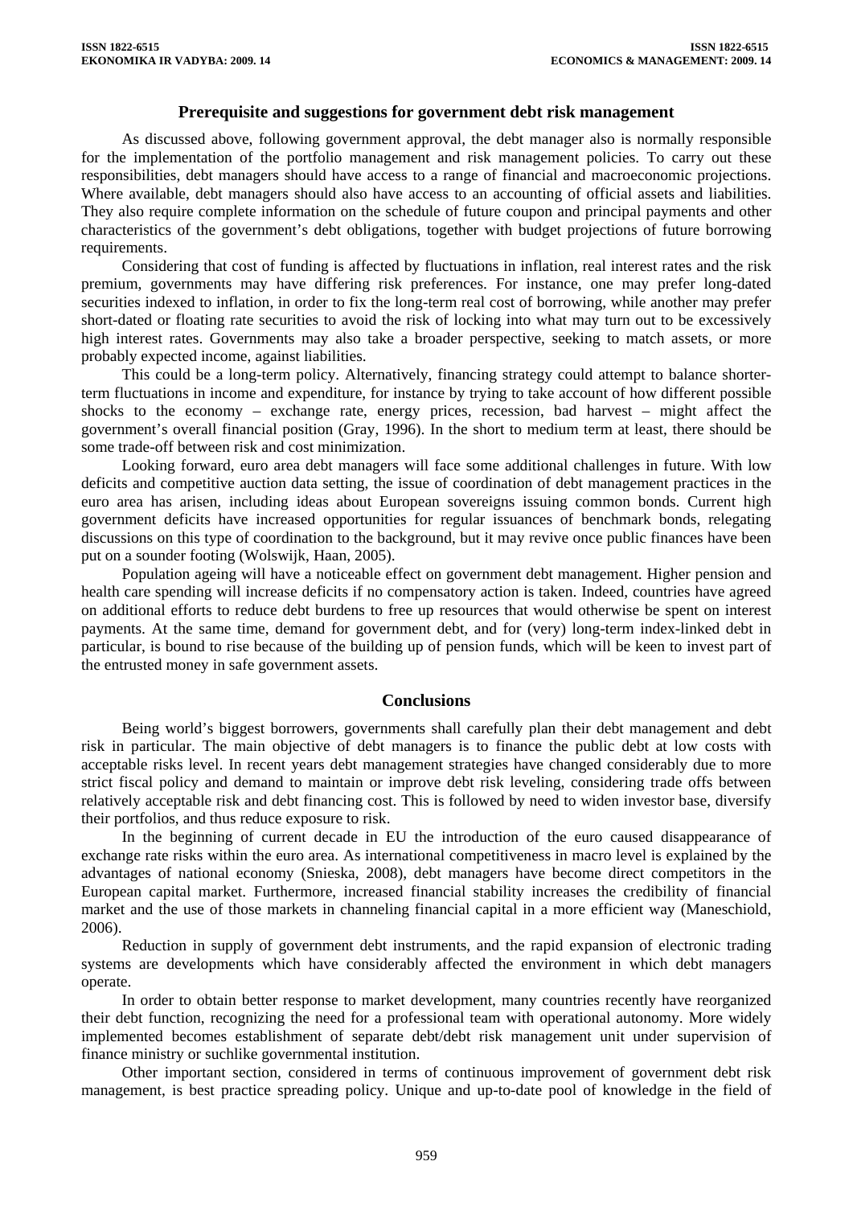## Prerequisite and suggestions for government debt risk management

As discussed above, following government approval, the debt manager also is normally responsible for the implementation of the portfolio management and risk management policies. To carry out these responsibilities, debt managers should have access to a range of financial and macroeconomic projections. Where available, debt managers should also have access to an accounting of official assets and liabilities. They also require complete information on the schedule of future coupon and principal payments and other characteristics of the government's debt obligations, together with budget projections of future borrowing requirements.

Considering that cost of funding is affected by fluctuations in inflation, real interest rates and the risk premium, governments may have differing risk preferences. For instance, one may prefer long-dated securities indexed to inflation, in order to fix the long-term real cost of borrowing, while another may prefer short-dated or floating rate securities to avoid the risk of locking into what may turn out to be excessively high interest rates. Governments may also take a broader perspective, seeking to match assets, or more probably expected income, against liabilities.

This could be a long-term policy. Alternatively, financing strategy could attempt to balance shorter-term fluctuations in income and expenditure, for instance by trying to take account of how different possible shocks to the economy – exchange rate, energy prices, recession, bad harvest – might affect the government's overall financial position (Gray, 1996). In the short to medium term at least, there should be some trade-off between risk and cost minimization.

Looking forward, euro area debt managers will face some additional challenges in future. With low deficits and competitive auction data setting, the issue of coordination of debt management practices in the euro area has arisen, including ideas about European sovereigns issuing common bonds. Current high government deficits have increased opportunities for regular issuances of benchmark bonds, relegating discussions on this type of coordination to the background, but it may revive once public finances have been put on a sounder footing (Wolswijk, Haan, 2005).

Population ageing will have a noticeable effect on government debt management. Higher pension and health care spending will increase deficits if no compensatory action is taken. Indeed, countries have agreed on additional efforts to reduce debt burdens to free up resources that would otherwise be spent on interest payments. At the same time, demand for government debt, and for (very) long-term index-linked debt in particular, is bound to rise because of the building up of pension funds, which will be keen to invest part of the entrusted money in safe government assets.

## Conclusions

Being world's biggest borrowers, governments shall carefully plan their debt management and debt risk in particular. The main objective of debt managers is to finance the public debt at low costs with acceptable risks level. In recent years debt management strategies have changed considerably due to more strict fiscal policy and demand to maintain or improve debt risk leveling, considering trade offs between relatively acceptable risk and debt financing cost. This is followed by need to widen investor base, diversify their portfolios, and thus reduce exposure to risk.

In the beginning of current decade in EU the introduction of the euro caused disappearance of exchange rate risks within the euro area. As international competitiveness in macro level is explained by the advantages of national economy (Snieska, 2008), debt managers have become direct competitors in the European capital market. Furthermore, increased financial stability increases the credibility of financial market and the use of those markets in channeling financial capital in a more efficient way (Maneschiold, 2006).

Reduction in supply of government debt instruments, and the rapid expansion of electronic trading systems are developments which have considerably affected the environment in which debt managers operate.

In order to obtain better response to market development, many countries recently have reorganized their debt function, recognizing the need for a professional team with operational autonomy. More widely implemented becomes establishment of separate debt/debt risk management unit under supervision of finance ministry or suchlike governmental institution.

Other important section, considered in terms of continuous improvement of government debt risk management, is best practice spreading policy. Unique and up-to-date pool of knowledge in the field of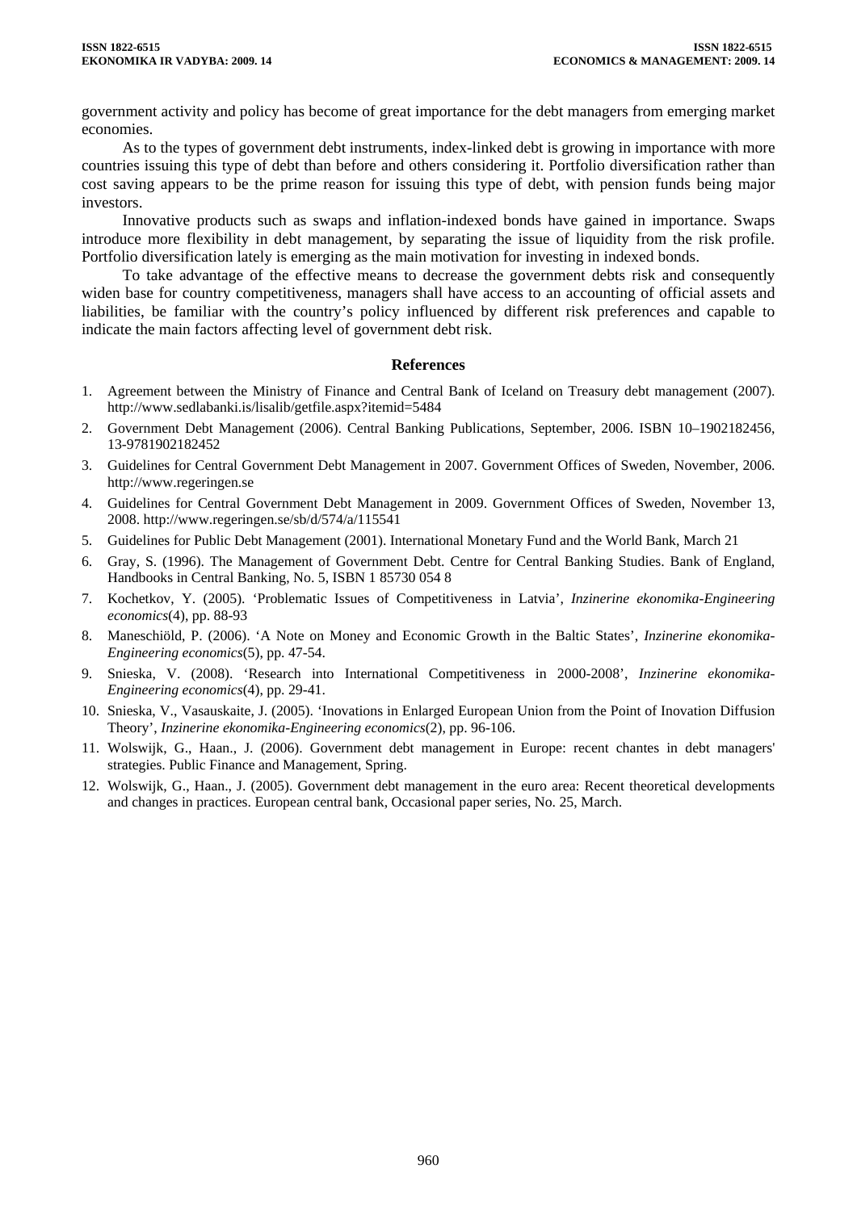government activity and policy has become of great importance for the debt managers from emerging market economies.

As to the types of government debt instruments, index-linked debt is growing in importance with more countries issuing this type of debt than before and others considering it. Portfolio diversification rather than cost saving appears to be the prime reason for issuing this type of debt, with pension funds being major investors.

Innovative products such as swaps and inflation-indexed bonds have gained in importance. Swaps introduce more flexibility in debt management, by separating the issue of liquidity from the risk profile. Portfolio diversification lately is emerging as the main motivation for investing in indexed bonds.

To take advantage of the effective means to decrease the government debts risk and consequently widen base for country competitiveness, managers shall have access to an accounting of official assets and liabilities, be familiar with the country's policy influenced by different risk preferences and capable to indicate the main factors affecting level of government debt risk.

## References

1. Agreement between the Ministry of Finance and Central Bank of Iceland on Treasury debt management (2007). http://www.sedlabanki.is/lisalib/getfile.aspx?itemid=5484
2. Government Debt Management (2006). Central Banking Publications, September, 2006. ISBN 10–1902182456, 13-9781902182452
3. Guidelines for Central Government Debt Management in 2007. Government Offices of Sweden, November, 2006. http://www.regeringen.se
4. Guidelines for Central Government Debt Management in 2009. Government Offices of Sweden, November 13, 2008. http://www.regeringen.se/sb/d/574/a/115541
5. Guidelines for Public Debt Management (2001). International Monetary Fund and the World Bank, March 21
6. Gray, S. (1996). The Management of Government Debt. Centre for Central Banking Studies. Bank of England, Handbooks in Central Banking, No. 5, ISBN 1 85730 054 8
7. Kochetkov, Y. (2005). 'Problematic Issues of Competitiveness in Latvia', *Inzinerine ekonomika-Engineering economics*(4), pp. 88-93
8. Maneschiöld, P. (2006). 'A Note on Money and Economic Growth in the Baltic States', *Inzinerine ekonomika-Engineering economics*(5), pp. 47-54.
9. Snieska, V. (2008). 'Research into International Competitiveness in 2000-2008', *Inzinerine ekonomika-Engineering economics*(4), pp. 29-41.
10. Snieska, V., Vasauskaite, J. (2005). 'Inovations in Enlarged European Union from the Point of Inovation Diffusion Theory', *Inzinerine ekonomika-Engineering economics*(2), pp. 96-106.
11. Wolswijk, G., Haan., J. (2006). Government debt management in Europe: recent chantes in debt managers' strategies. Public Finance and Management, Spring.
12. Wolswijk, G., Haan., J. (2005). Government debt management in the euro area: Recent theoretical developments and changes in practices. European central bank, Occasional paper series, No. 25, March.